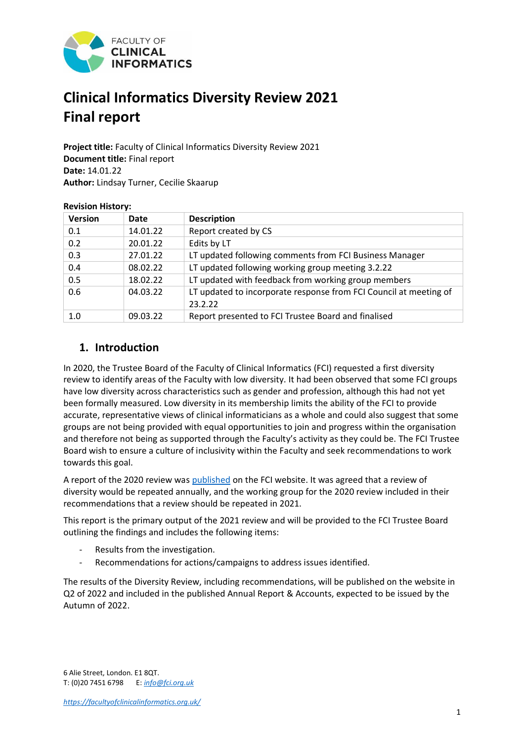# Clinical Informatics Diversity Review 2021
# Final report

**Project title:** Faculty of Clinical Informatics Diversity Review 2021
**Document title:** Final report
**Date:** 14.01.22
**Author:** Lindsay Turner, Cecilie Skaarup

**Revision History:**

| Version | Date | Description |
|---|---|---|
| 0.1 | 14.01.22 | Report created by CS |
| 0.2 | 20.01.22 | Edits by LT |
| 0.3 | 27.01.22 | LT updated following comments from FCI Business Manager |
| 0.4 | 08.02.22 | LT updated following working group meeting 3.2.22 |
| 0.5 | 18.02.22 | LT updated with feedback from working group members |
| 0.6 | 04.03.22 | LT updated to incorporate response from FCI Council at meeting of 23.2.22 |
| 1.0 | 09.03.22 | Report presented to FCI Trustee Board and finalised |

## 1. Introduction

In 2020, the Trustee Board of the Faculty of Clinical Informatics (FCI) requested a first diversity review to identify areas of the Faculty with low diversity. It had been observed that some FCI groups have low diversity across characteristics such as gender and profession, although this had not yet been formally measured. Low diversity in its membership limits the ability of the FCI to provide accurate, representative views of clinical informaticians as a whole and could also suggest that some groups are not being provided with equal opportunities to join and progress within the organisation and therefore not being as supported through the Faculty's activity as they could be. The FCI Trustee Board wish to ensure a culture of inclusivity within the Faculty and seek recommendations to work towards this goal.

A report of the 2020 review was published on the FCI website. It was agreed that a review of diversity would be repeated annually, and the working group for the 2020 review included in their recommendations that a review should be repeated in 2021.

This report is the primary output of the 2021 review and will be provided to the FCI Trustee Board outlining the findings and includes the following items:

- Results from the investigation.
- Recommendations for actions/campaigns to address issues identified.

The results of the Diversity Review, including recommendations, will be published on the website in Q2 of 2022 and included in the published Annual Report & Accounts, expected to be issued by the Autumn of 2022.

6 Alie Street, London. E1 8QT.
T: (0)20 7451 6798 E: info@fci.org.uk

https://facultyofclinicalinformatics.org.uk/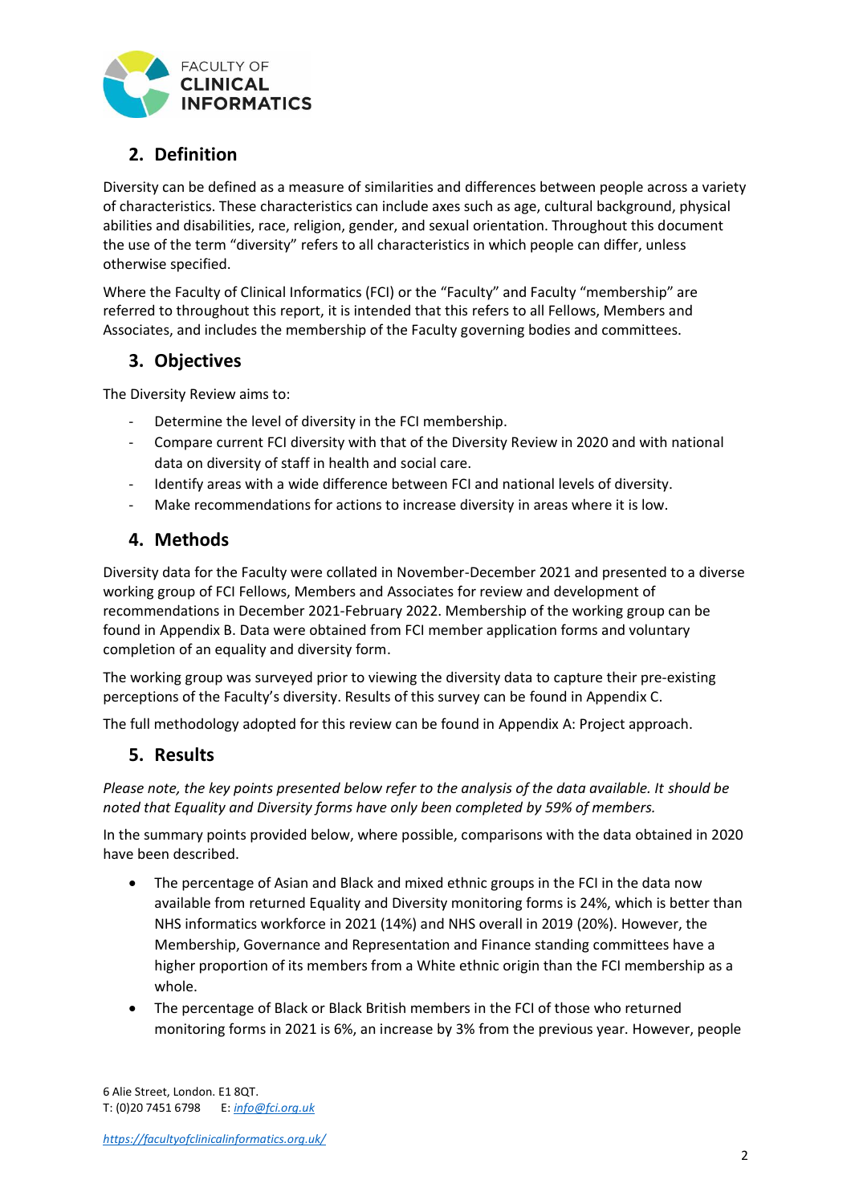## 2. Definition

Diversity can be defined as a measure of similarities and differences between people across a variety of characteristics. These characteristics can include axes such as age, cultural background, physical abilities and disabilities, race, religion, gender, and sexual orientation. Throughout this document the use of the term "diversity" refers to all characteristics in which people can differ, unless otherwise specified.

Where the Faculty of Clinical Informatics (FCI) or the "Faculty" and Faculty "membership" are referred to throughout this report, it is intended that this refers to all Fellows, Members and Associates, and includes the membership of the Faculty governing bodies and committees.

## 3. Objectives

The Diversity Review aims to:

- Determine the level of diversity in the FCI membership.
- Compare current FCI diversity with that of the Diversity Review in 2020 and with national data on diversity of staff in health and social care.
- Identify areas with a wide difference between FCI and national levels of diversity.
- Make recommendations for actions to increase diversity in areas where it is low.

## 4. Methods

Diversity data for the Faculty were collated in November-December 2021 and presented to a diverse working group of FCI Fellows, Members and Associates for review and development of recommendations in December 2021-February 2022. Membership of the working group can be found in Appendix B. Data were obtained from FCI member application forms and voluntary completion of an equality and diversity form.

The working group was surveyed prior to viewing the diversity data to capture their pre-existing perceptions of the Faculty's diversity. Results of this survey can be found in Appendix C.

The full methodology adopted for this review can be found in Appendix A: Project approach.

## 5. Results

*Please note, the key points presented below refer to the analysis of the data available. It should be noted that Equality and Diversity forms have only been completed by 59% of members.*

In the summary points provided below, where possible, comparisons with the data obtained in 2020 have been described.

- The percentage of Asian and Black and mixed ethnic groups in the FCI in the data now available from returned Equality and Diversity monitoring forms is 24%, which is better than NHS informatics workforce in 2021 (14%) and NHS overall in 2019 (20%). However, the Membership, Governance and Representation and Finance standing committees have a higher proportion of its members from a White ethnic origin than the FCI membership as a whole.
- The percentage of Black or Black British members in the FCI of those who returned monitoring forms in 2021 is 6%, an increase by 3% from the previous year. However, people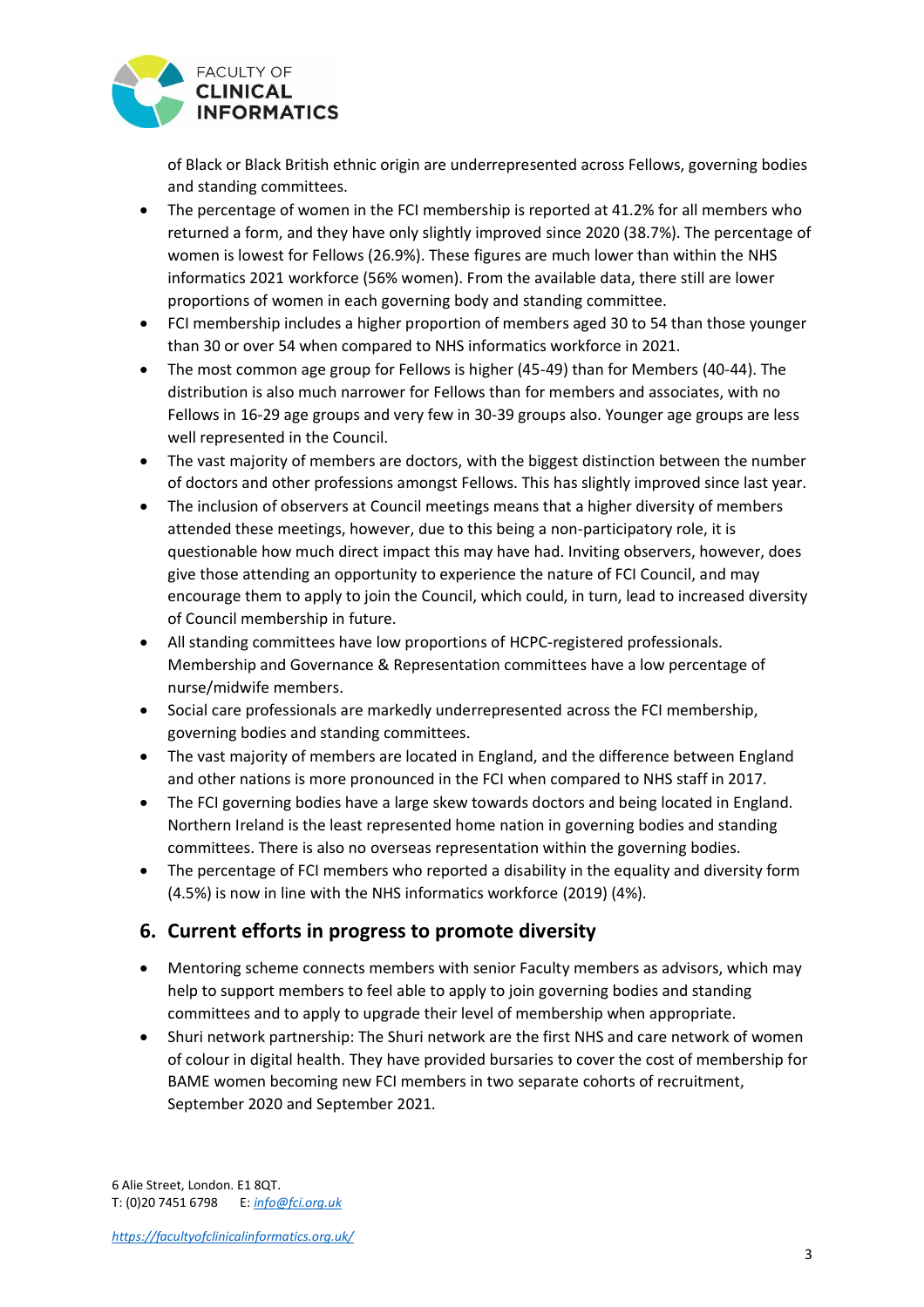of Black or Black British ethnic origin are underrepresented across Fellows, governing bodies and standing committees.

- The percentage of women in the FCI membership is reported at 41.2% for all members who returned a form, and they have only slightly improved since 2020 (38.7%). The percentage of women is lowest for Fellows (26.9%). These figures are much lower than within the NHS informatics 2021 workforce (56% women). From the available data, there still are lower proportions of women in each governing body and standing committee.
- FCI membership includes a higher proportion of members aged 30 to 54 than those younger than 30 or over 54 when compared to NHS informatics workforce in 2021.
- The most common age group for Fellows is higher (45-49) than for Members (40-44). The distribution is also much narrower for Fellows than for members and associates, with no Fellows in 16-29 age groups and very few in 30-39 groups also. Younger age groups are less well represented in the Council.
- The vast majority of members are doctors, with the biggest distinction between the number of doctors and other professions amongst Fellows. This has slightly improved since last year.
- The inclusion of observers at Council meetings means that a higher diversity of members attended these meetings, however, due to this being a non-participatory role, it is questionable how much direct impact this may have had. Inviting observers, however, does give those attending an opportunity to experience the nature of FCI Council, and may encourage them to apply to join the Council, which could, in turn, lead to increased diversity of Council membership in future.
- All standing committees have low proportions of HCPC-registered professionals. Membership and Governance & Representation committees have a low percentage of nurse/midwife members.
- Social care professionals are markedly underrepresented across the FCI membership, governing bodies and standing committees.
- The vast majority of members are located in England, and the difference between England and other nations is more pronounced in the FCI when compared to NHS staff in 2017.
- The FCI governing bodies have a large skew towards doctors and being located in England. Northern Ireland is the least represented home nation in governing bodies and standing committees. There is also no overseas representation within the governing bodies.
- The percentage of FCI members who reported a disability in the equality and diversity form (4.5%) is now in line with the NHS informatics workforce (2019) (4%).

## 6. Current efforts in progress to promote diversity

- Mentoring scheme connects members with senior Faculty members as advisors, which may help to support members to feel able to apply to join governing bodies and standing committees and to apply to upgrade their level of membership when appropriate.
- Shuri network partnership: The Shuri network are the first NHS and care network of women of colour in digital health. They have provided bursaries to cover the cost of membership for BAME women becoming new FCI members in two separate cohorts of recruitment, September 2020 and September 2021.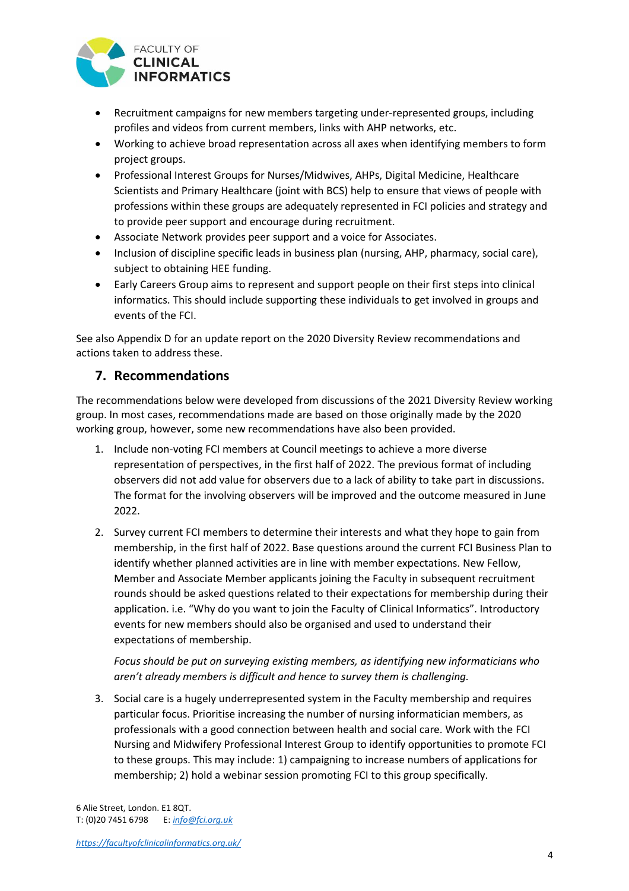- Recruitment campaigns for new members targeting under-represented groups, including profiles and videos from current members, links with AHP networks, etc.
- Working to achieve broad representation across all axes when identifying members to form project groups.
- Professional Interest Groups for Nurses/Midwives, AHPs, Digital Medicine, Healthcare Scientists and Primary Healthcare (joint with BCS) help to ensure that views of people with professions within these groups are adequately represented in FCI policies and strategy and to provide peer support and encourage during recruitment.
- Associate Network provides peer support and a voice for Associates.
- Inclusion of discipline specific leads in business plan (nursing, AHP, pharmacy, social care), subject to obtaining HEE funding.
- Early Careers Group aims to represent and support people on their first steps into clinical informatics. This should include supporting these individuals to get involved in groups and events of the FCI.

See also Appendix D for an update report on the 2020 Diversity Review recommendations and actions taken to address these.

## 7. Recommendations

The recommendations below were developed from discussions of the 2021 Diversity Review working group. In most cases, recommendations made are based on those originally made by the 2020 working group, however, some new recommendations have also been provided.

1. Include non-voting FCI members at Council meetings to achieve a more diverse representation of perspectives, in the first half of 2022. The previous format of including observers did not add value for observers due to a lack of ability to take part in discussions. The format for the involving observers will be improved and the outcome measured in June 2022.

2. Survey current FCI members to determine their interests and what they hope to gain from membership, in the first half of 2022. Base questions around the current FCI Business Plan to identify whether planned activities are in line with member expectations. New Fellow, Member and Associate Member applicants joining the Faculty in subsequent recruitment rounds should be asked questions related to their expectations for membership during their application. i.e. "Why do you want to join the Faculty of Clinical Informatics". Introductory events for new members should also be organised and used to understand their expectations of membership.

   *Focus should be put on surveying existing members, as identifying new informaticians who aren't already members is difficult and hence to survey them is challenging.*

3. Social care is a hugely underrepresented system in the Faculty membership and requires particular focus. Prioritise increasing the number of nursing informatician members, as professionals with a good connection between health and social care. Work with the FCI Nursing and Midwifery Professional Interest Group to identify opportunities to promote FCI to these groups. This may include: 1) campaigning to increase numbers of applications for membership; 2) hold a webinar session promoting FCI to this group specifically.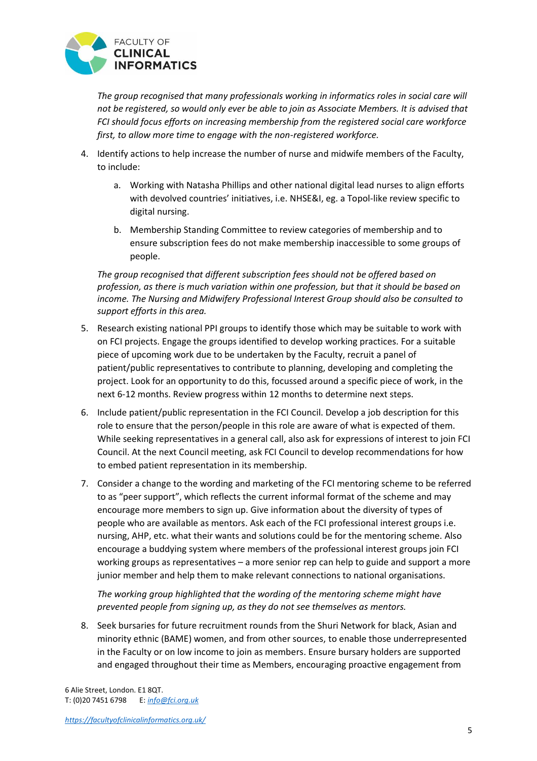*The group recognised that many professionals working in informatics roles in social care will not be registered, so would only ever be able to join as Associate Members. It is advised that FCI should focus efforts on increasing membership from the registered social care workforce first, to allow more time to engage with the non-registered workforce.*

4. Identify actions to help increase the number of nurse and midwife members of the Faculty, to include:

    a. Working with Natasha Phillips and other national digital lead nurses to align efforts with devolved countries' initiatives, i.e. NHSE&I, eg. a Topol-like review specific to digital nursing.

    b. Membership Standing Committee to review categories of membership and to ensure subscription fees do not make membership inaccessible to some groups of people.

    *The group recognised that different subscription fees should not be offered based on profession, as there is much variation within one profession, but that it should be based on income. The Nursing and Midwifery Professional Interest Group should also be consulted to support efforts in this area.*

5. Research existing national PPI groups to identify those which may be suitable to work with on FCI projects. Engage the groups identified to develop working practices. For a suitable piece of upcoming work due to be undertaken by the Faculty, recruit a panel of patient/public representatives to contribute to planning, developing and completing the project. Look for an opportunity to do this, focussed around a specific piece of work, in the next 6-12 months. Review progress within 12 months to determine next steps.

6. Include patient/public representation in the FCI Council. Develop a job description for this role to ensure that the person/people in this role are aware of what is expected of them. While seeking representatives in a general call, also ask for expressions of interest to join FCI Council. At the next Council meeting, ask FCI Council to develop recommendations for how to embed patient representation in its membership.

7. Consider a change to the wording and marketing of the FCI mentoring scheme to be referred to as "peer support", which reflects the current informal format of the scheme and may encourage more members to sign up. Give information about the diversity of types of people who are available as mentors. Ask each of the FCI professional interest groups i.e. nursing, AHP, etc. what their wants and solutions could be for the mentoring scheme. Also encourage a buddying system where members of the professional interest groups join FCI working groups as representatives – a more senior rep can help to guide and support a more junior member and help them to make relevant connections to national organisations.

    *The working group highlighted that the wording of the mentoring scheme might have prevented people from signing up, as they do not see themselves as mentors.*

8. Seek bursaries for future recruitment rounds from the Shuri Network for black, Asian and minority ethnic (BAME) women, and from other sources, to enable those underrepresented in the Faculty or on low income to join as members. Ensure bursary holders are supported and engaged throughout their time as Members, encouraging proactive engagement from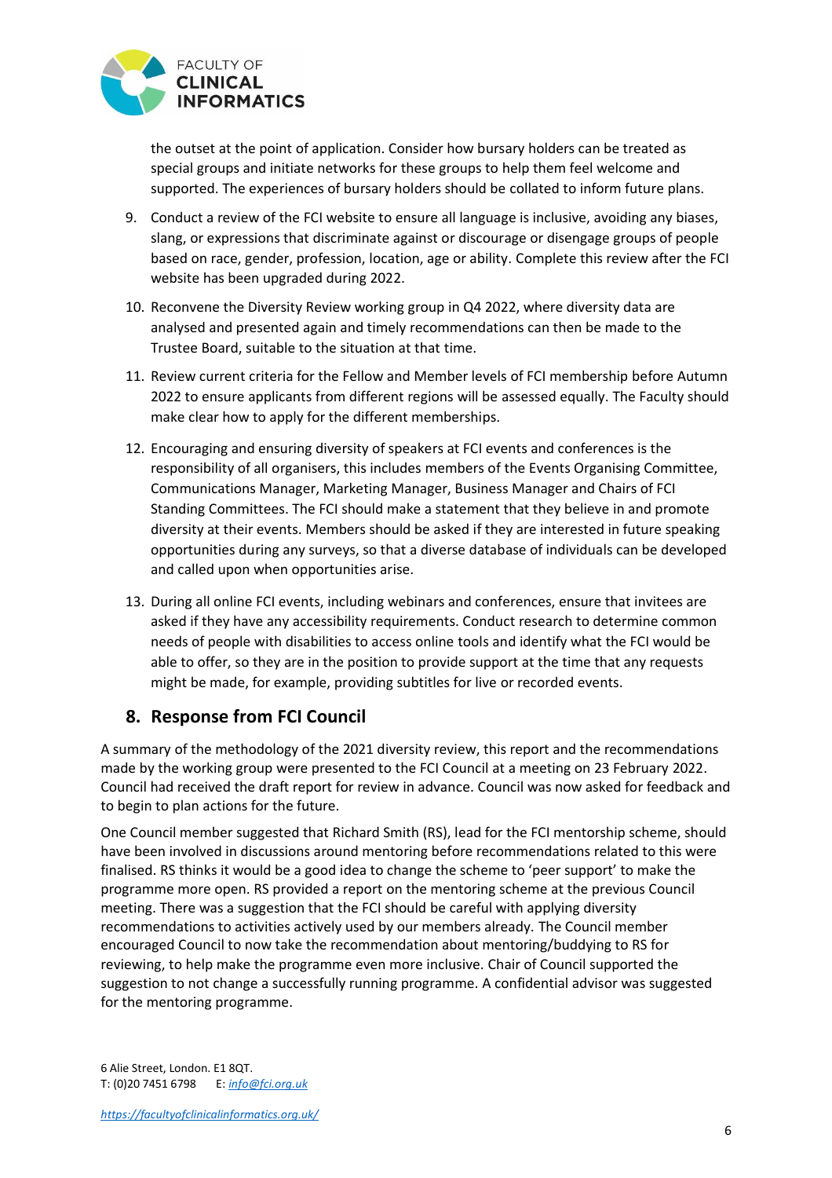the outset at the point of application. Consider how bursary holders can be treated as special groups and initiate networks for these groups to help them feel welcome and supported. The experiences of bursary holders should be collated to inform future plans.

9. Conduct a review of the FCI website to ensure all language is inclusive, avoiding any biases, slang, or expressions that discriminate against or discourage or disengage groups of people based on race, gender, profession, location, age or ability. Complete this review after the FCI website has been upgraded during 2022.
10. Reconvene the Diversity Review working group in Q4 2022, where diversity data are analysed and presented again and timely recommendations can then be made to the Trustee Board, suitable to the situation at that time.
11. Review current criteria for the Fellow and Member levels of FCI membership before Autumn 2022 to ensure applicants from different regions will be assessed equally. The Faculty should make clear how to apply for the different memberships.
12. Encouraging and ensuring diversity of speakers at FCI events and conferences is the responsibility of all organisers, this includes members of the Events Organising Committee, Communications Manager, Marketing Manager, Business Manager and Chairs of FCI Standing Committees. The FCI should make a statement that they believe in and promote diversity at their events. Members should be asked if they are interested in future speaking opportunities during any surveys, so that a diverse database of individuals can be developed and called upon when opportunities arise.
13. During all online FCI events, including webinars and conferences, ensure that invitees are asked if they have any accessibility requirements. Conduct research to determine common needs of people with disabilities to access online tools and identify what the FCI would be able to offer, so they are in the position to provide support at the time that any requests might be made, for example, providing subtitles for live or recorded events.

## 8. Response from FCI Council

A summary of the methodology of the 2021 diversity review, this report and the recommendations made by the working group were presented to the FCI Council at a meeting on 23 February 2022. Council had received the draft report for review in advance. Council was now asked for feedback and to begin to plan actions for the future.

One Council member suggested that Richard Smith (RS), lead for the FCI mentorship scheme, should have been involved in discussions around mentoring before recommendations related to this were finalised. RS thinks it would be a good idea to change the scheme to 'peer support' to make the programme more open. RS provided a report on the mentoring scheme at the previous Council meeting. There was a suggestion that the FCI should be careful with applying diversity recommendations to activities actively used by our members already. The Council member encouraged Council to now take the recommendation about mentoring/buddying to RS for reviewing, to help make the programme even more inclusive. Chair of Council supported the suggestion to not change a successfully running programme. A confidential advisor was suggested for the mentoring programme.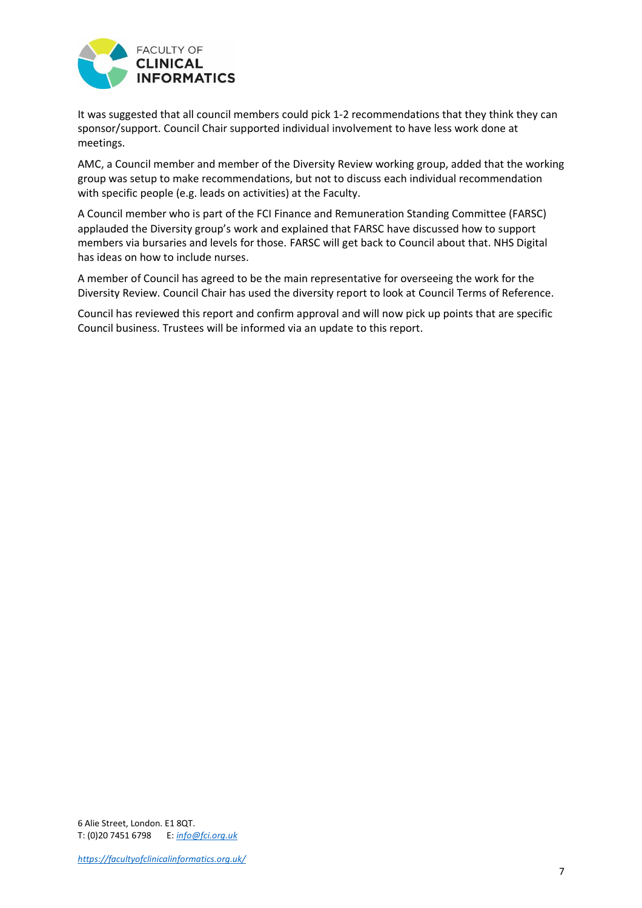It was suggested that all council members could pick 1-2 recommendations that they think they can sponsor/support. Council Chair supported individual involvement to have less work done at meetings.

AMC, a Council member and member of the Diversity Review working group, added that the working group was setup to make recommendations, but not to discuss each individual recommendation with specific people (e.g. leads on activities) at the Faculty.

A Council member who is part of the FCI Finance and Remuneration Standing Committee (FARSC) applauded the Diversity group's work and explained that FARSC have discussed how to support members via bursaries and levels for those. FARSC will get back to Council about that. NHS Digital has ideas on how to include nurses.

A member of Council has agreed to be the main representative for overseeing the work for the Diversity Review. Council Chair has used the diversity report to look at Council Terms of Reference.

Council has reviewed this report and confirm approval and will now pick up points that are specific Council business. Trustees will be informed via an update to this report.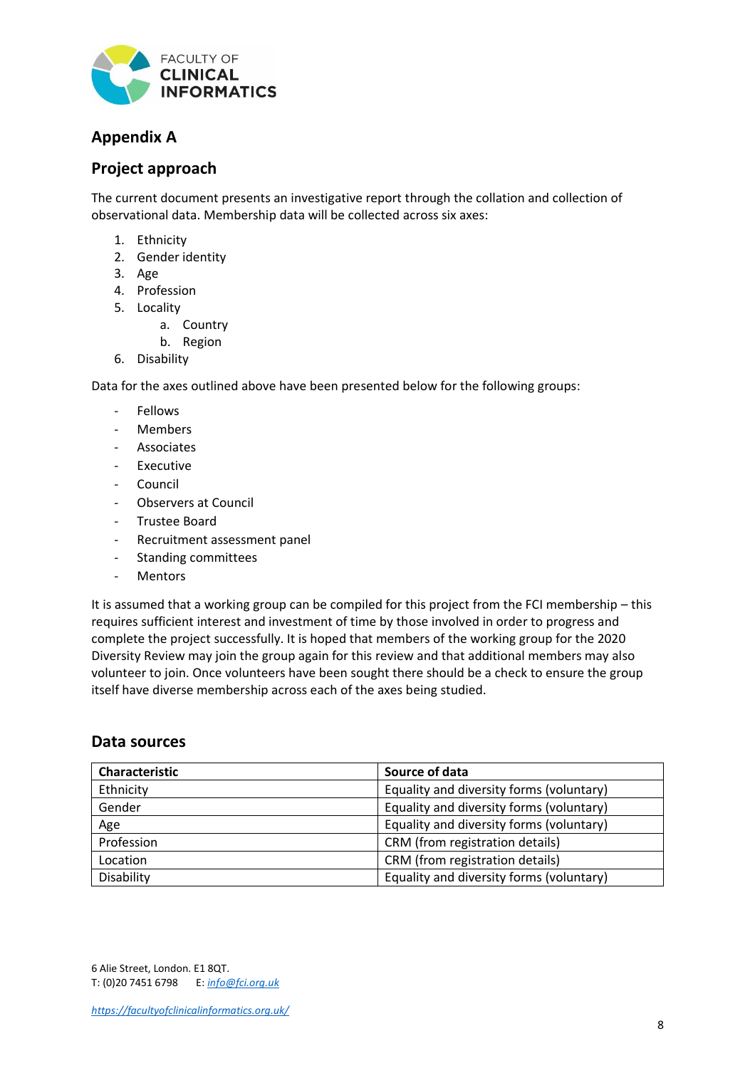## Appendix A

## Project approach

The current document presents an investigative report through the collation and collection of observational data. Membership data will be collected across six axes:

1. Ethnicity
2. Gender identity
3. Age
4. Profession
5. Locality
    a. Country
    b. Region
6. Disability

Data for the axes outlined above have been presented below for the following groups:

- Fellows
- Members
- Associates
- Executive
- Council
- Observers at Council
- Trustee Board
- Recruitment assessment panel
- Standing committees
- Mentors

It is assumed that a working group can be compiled for this project from the FCI membership – this requires sufficient interest and investment of time by those involved in order to progress and complete the project successfully. It is hoped that members of the working group for the 2020 Diversity Review may join the group again for this review and that additional members may also volunteer to join. Once volunteers have been sought there should be a check to ensure the group itself have diverse membership across each of the axes being studied.

## Data sources

| Characteristic | Source of data |
|---|---|
| Ethnicity | Equality and diversity forms (voluntary) |
| Gender | Equality and diversity forms (voluntary) |
| Age | Equality and diversity forms (voluntary) |
| Profession | CRM (from registration details) |
| Location | CRM (from registration details) |
| Disability | Equality and diversity forms (voluntary) |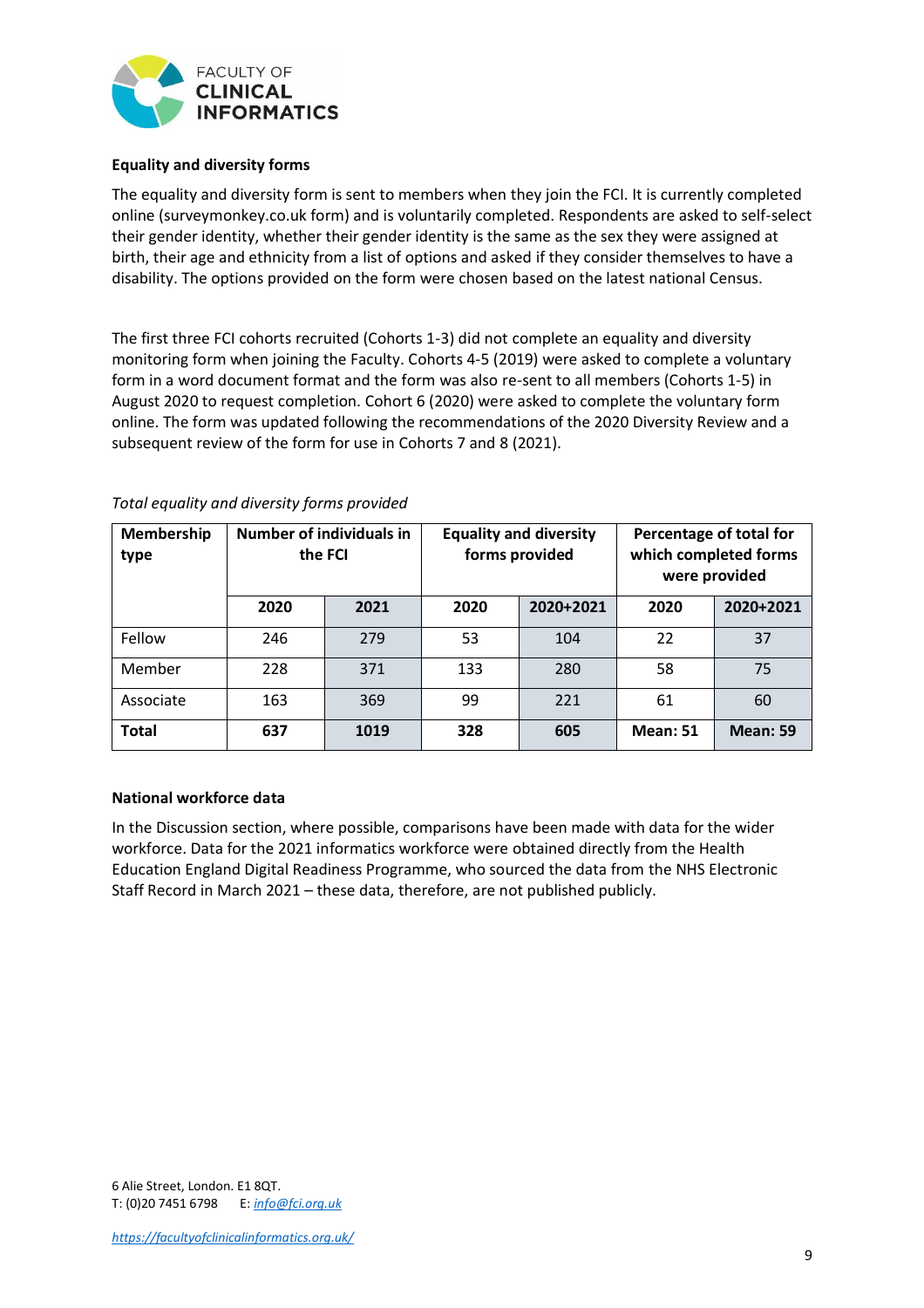### Equality and diversity forms

The equality and diversity form is sent to members when they join the FCI. It is currently completed online (surveymonkey.co.uk form) and is voluntarily completed. Respondents are asked to self-select their gender identity, whether their gender identity is the same as the sex they were assigned at birth, their age and ethnicity from a list of options and asked if they consider themselves to have a disability. The options provided on the form were chosen based on the latest national Census.

The first three FCI cohorts recruited (Cohorts 1-3) did not complete an equality and diversity monitoring form when joining the Faculty. Cohorts 4-5 (2019) were asked to complete a voluntary form in a word document format and the form was also re-sent to all members (Cohorts 1-5) in August 2020 to request completion. Cohort 6 (2020) were asked to complete the voluntary form online. The form was updated following the recommendations of the 2020 Diversity Review and a subsequent review of the form for use in Cohorts 7 and 8 (2021).

*Total equality and diversity forms provided*

| Membership type | Number of individuals in the FCI | | Equality and diversity forms provided | | Percentage of total for which completed forms were provided | |
|---|---|---|---|---|---|---|
| | **2020** | **2021** | **2020** | **2020+2021** | **2020** | **2020+2021** |
| Fellow | 246 | 279 | 53 | 104 | 22 | 37 |
| Member | 228 | 371 | 133 | 280 | 58 | 75 |
| Associate | 163 | 369 | 99 | 221 | 61 | 60 |
| **Total** | **637** | **1019** | **328** | **605** | **Mean: 51** | **Mean: 59** |

### National workforce data

In the Discussion section, where possible, comparisons have been made with data for the wider workforce. Data for the 2021 informatics workforce were obtained directly from the Health Education England Digital Readiness Programme, who sourced the data from the NHS Electronic Staff Record in March 2021 – these data, therefore, are not published publicly.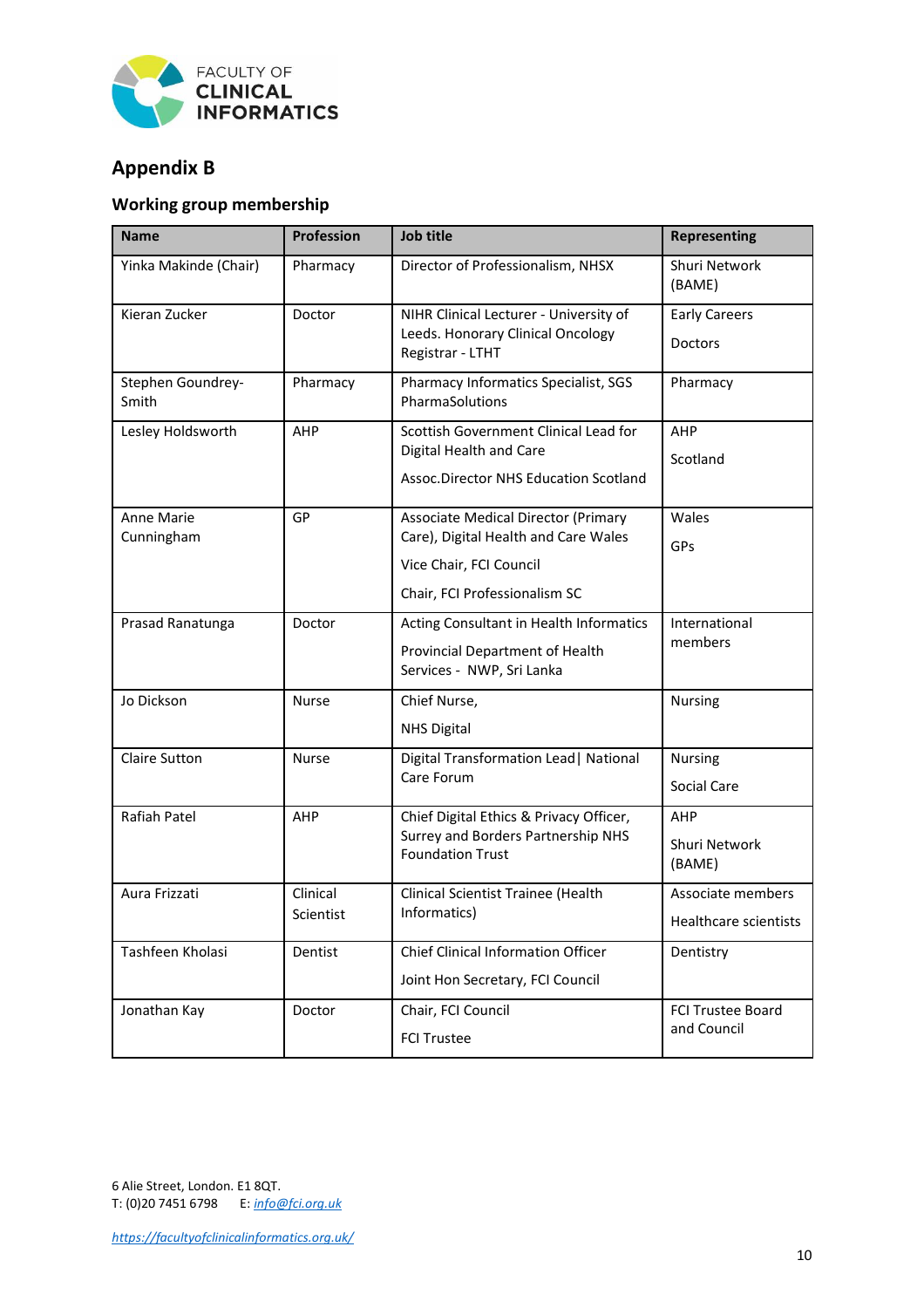## Appendix B

### Working group membership

| Name | Profession | Job title | Representing |
|---|---|---|---|
| Yinka Makinde (Chair) | Pharmacy | Director of Professionalism, NHSX | Shuri Network (BAME) |
| Kieran Zucker | Doctor | NIHR Clinical Lecturer - University of Leeds. Honorary Clinical Oncology Registrar - LTHT | Early Careers Doctors |
| Stephen Goundrey-Smith | Pharmacy | Pharmacy Informatics Specialist, SGS PharmaSolutions | Pharmacy |
| Lesley Holdsworth | AHP | Scottish Government Clinical Lead for Digital Health and Care<br>Assoc.Director NHS Education Scotland | AHP<br>Scotland |
| Anne Marie Cunningham | GP | Associate Medical Director (Primary Care), Digital Health and Care Wales<br>Vice Chair, FCI Council<br>Chair, FCI Professionalism SC | Wales<br>GPs |
| Prasad Ranatunga | Doctor | Acting Consultant in Health Informatics<br>Provincial Department of Health Services - NWP, Sri Lanka | International members |
| Jo Dickson | Nurse | Chief Nurse,<br>NHS Digital | Nursing |
| Claire Sutton | Nurse | Digital Transformation Lead\| National Care Forum | Nursing<br>Social Care |
| Rafiah Patel | AHP | Chief Digital Ethics & Privacy Officer, Surrey and Borders Partnership NHS Foundation Trust | AHP<br>Shuri Network (BAME) |
| Aura Frizzati | Clinical Scientist | Clinical Scientist Trainee (Health Informatics) | Associate members<br>Healthcare scientists |
| Tashfeen Kholasi | Dentist | Chief Clinical Information Officer<br>Joint Hon Secretary, FCI Council | Dentistry |
| Jonathan Kay | Doctor | Chair, FCI Council<br>FCI Trustee | FCI Trustee Board and Council |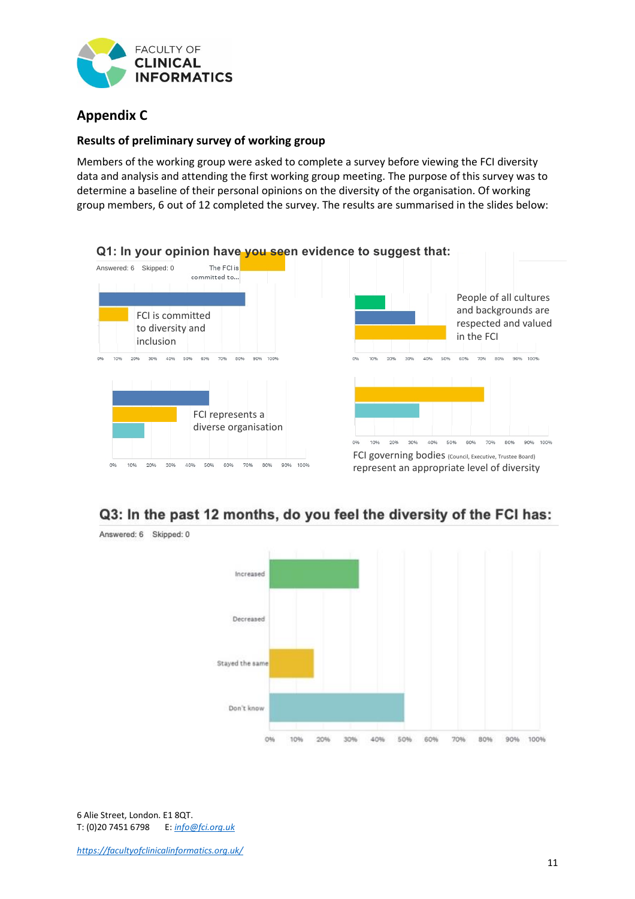## Appendix C

### Results of preliminary survey of working group

Members of the working group were asked to complete a survey before viewing the FCI diversity data and analysis and attending the first working group meeting. The purpose of this survey was to determine a baseline of their personal opinions on the diversity of the organisation. Of working group members, 6 out of 12 completed the survey. The results are summarised in the slides below:

**Q1: In your opinion have you seen evidence to suggest that:**

Answered: 6 Skipped: 0

- FCI is committed to diversity and inclusion
- People of all cultures and backgrounds are respected and valued in the FCI
- FCI represents a diverse organisation
- FCI governing bodies (Council, Executive, Trustee Board) represent an appropriate level of diversity

**Q3: In the past 12 months, do you feel the diversity of the FCI has:**

Answered: 6 Skipped: 0

- Increased
- Decreased
- Stayed the same
- Don't know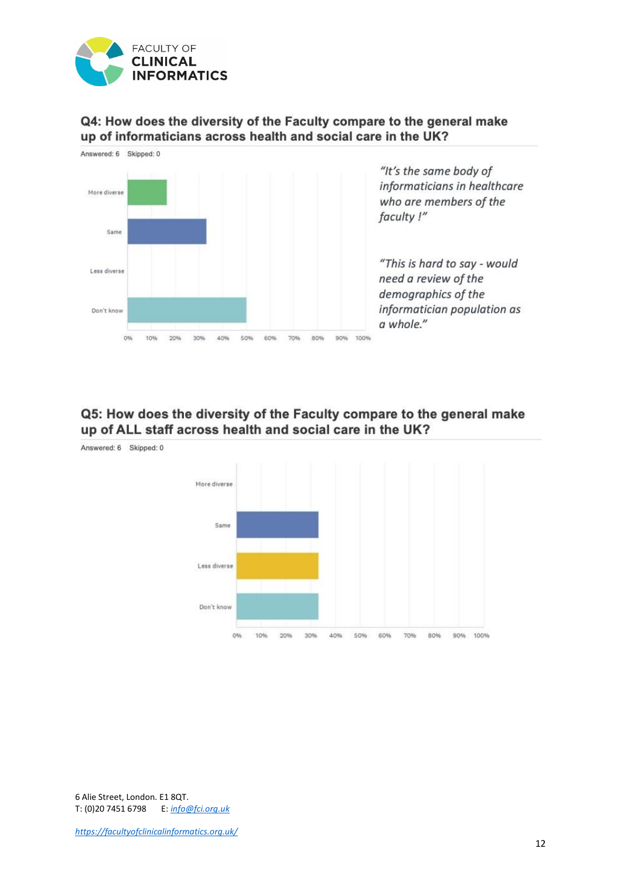### Q4: How does the diversity of the Faculty compare to the general make up of informaticians across health and social care in the UK?

Answered: 6 Skipped: 0

| Response | Percentage (approx.) |
|---|---|
| More diverse | ~17% |
| Same | ~33% |
| Less diverse | 0% |
| Don't know | ~50% |

*"It's the same body of informaticians in healthcare who are members of the faculty !"*

*"This is hard to say - would need a review of the demographics of the informatician population as a whole."*

### Q5: How does the diversity of the Faculty compare to the general make up of ALL staff across health and social care in the UK?

Answered: 6 Skipped: 0

| Response | Percentage (approx.) |
|---|---|
| More diverse | 0% |
| Same | ~33% |
| Less diverse | ~33% |
| Don't know | ~33% |

6 Alie Street, London. E1 8QT.
T: (0)20 7451 6798 E: *info@fci.org.uk*

*https://facultyofclinicalinformatics.org.uk/*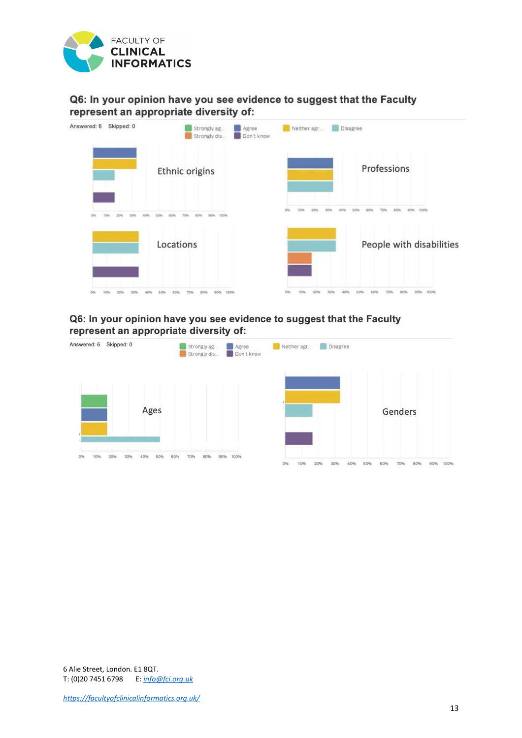## Q6: In your opinion have you see evidence to suggest that the Faculty represent an appropriate diversity of:

Answered: 6 Skipped: 0

Strongly ag... | Agree | Neither agr... | Disagree | Strongly dis... | Don't know

Ethnic origins

Professions

Locations

People with disabilities

0% 10% 20% 30% 40% 50% 60% 70% 80% 90% 100%

## Q6: In your opinion have you see evidence to suggest that the Faculty represent an appropriate diversity of:

Answered: 6 Skipped: 0

Strongly ag... | Agree | Neither agr... | Disagree | Strongly dis... | Don't know

Ages

Genders

0% 10% 20% 30% 40% 50% 60% 70% 80% 90% 100%

6 Alie Street, London. E1 8QT.
T: (0)20 7451 6798 E: info@fci.org.uk

https://facultyofclinicalinformatics.org.uk/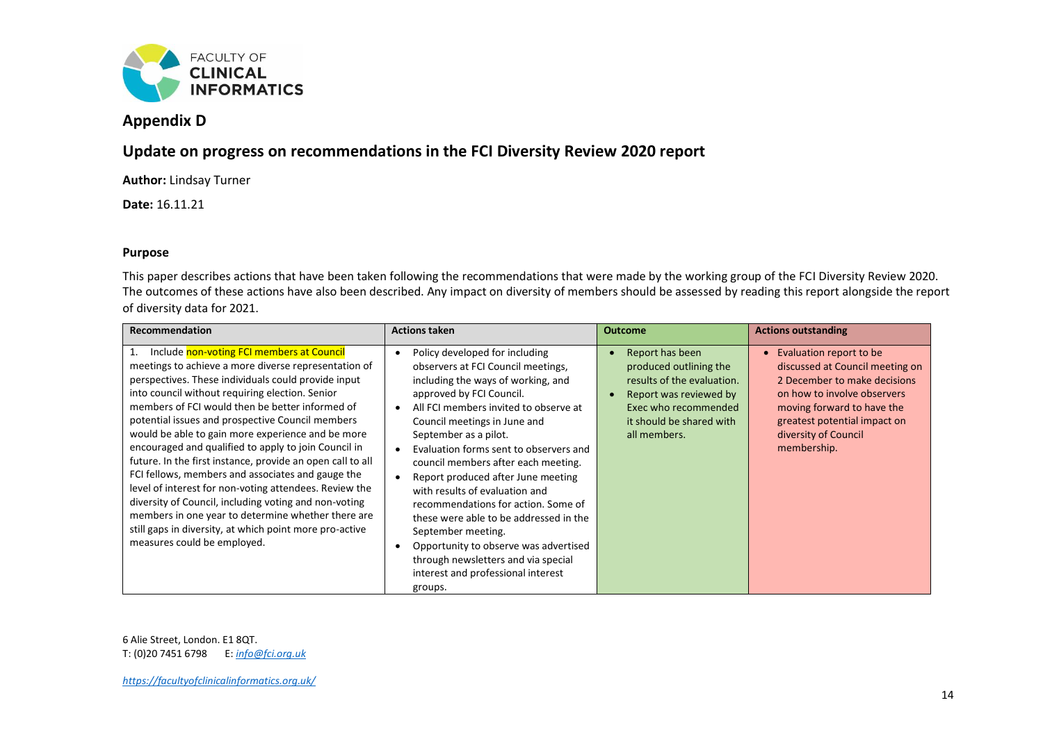## Appendix D

## Update on progress on recommendations in the FCI Diversity Review 2020 report

**Author:** Lindsay Turner

**Date:** 16.11.21

### Purpose

This paper describes actions that have been taken following the recommendations that were made by the working group of the FCI Diversity Review 2020. The outcomes of these actions have also been described. Any impact on diversity of members should be assessed by reading this report alongside the report of diversity data for 2021.

| Recommendation | Actions taken | Outcome | Actions outstanding |
|---|---|---|---|
| 1. Include non-voting FCI members at Council meetings to achieve a more diverse representation of perspectives. These individuals could provide input into council without requiring election. Senior members of FCI would then be better informed of potential issues and prospective Council members would be able to gain more experience and be more encouraged and qualified to apply to join Council in future. In the first instance, provide an open call to all FCI fellows, members and associates and gauge the level of interest for non-voting attendees. Review the diversity of Council, including voting and non-voting members in one year to determine whether there are still gaps in diversity, at which point more pro-active measures could be employed. | • Policy developed for including observers at FCI Council meetings, including the ways of working, and approved by FCI Council.<br>• All FCI members invited to observe at Council meetings in June and September as a pilot.<br>• Evaluation forms sent to observers and council members after each meeting.<br>• Report produced after June meeting with results of evaluation and recommendations for action. Some of these were able to be addressed in the September meeting.<br>• Opportunity to observe was advertised through newsletters and via special interest and professional interest groups. | • Report has been produced outlining the results of the evaluation.<br>• Report was reviewed by Exec who recommended it should be shared with all members. | • Evaluation report to be discussed at Council meeting on 2 December to make decisions on how to involve observers moving forward to have the greatest potential impact on diversity of Council membership. |

6 Alie Street, London. E1 8QT.
T: (0)20 7451 6798 E: *info@fci.org.uk*

*https://facultyofclinicalinformatics.org.uk/*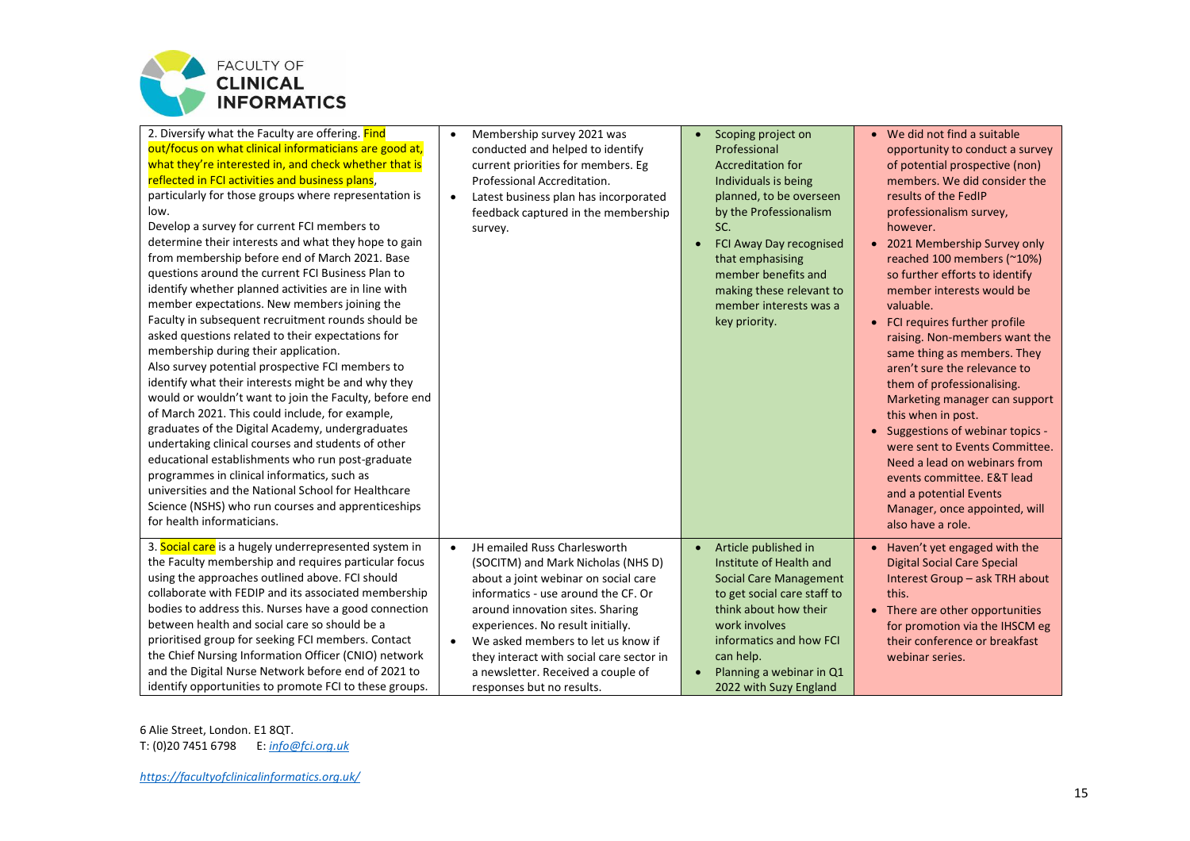| | | | |
|---|---|---|---|
| 2. Diversify what the Faculty are offering. Find out/focus on what clinical informaticians are good at, what they're interested in, and check whether that is reflected in FCI activities and business plans, particularly for those groups where representation is low.<br>Develop a survey for current FCI members to determine their interests and what they hope to gain from membership before end of March 2021. Base questions around the current FCI Business Plan to identify whether planned activities are in line with member expectations. New members joining the Faculty in subsequent recruitment rounds should be asked questions related to their expectations for membership during their application.<br>Also survey potential prospective FCI members to identify what their interests might be and why they would or wouldn't want to join the Faculty, before end of March 2021. This could include, for example, graduates of the Digital Academy, undergraduates undertaking clinical courses and students of other educational establishments who run post-graduate programmes in clinical informatics, such as universities and the National School for Healthcare Science (NSHS) who run courses and apprenticeships for health informaticians. | • Membership survey 2021 was conducted and helped to identify current priorities for members. Eg Professional Accreditation.<br>• Latest business plan has incorporated feedback captured in the membership survey. | • Scoping project on Professional Accreditation for Individuals is being planned, to be overseen by the Professionalism SC.<br>• FCI Away Day recognised that emphasising member benefits and making these relevant to member interests was a key priority. | • We did not find a suitable opportunity to conduct a survey of potential prospective (non) members. We did consider the results of the FedIP professionalism survey, however.<br>• 2021 Membership Survey only reached 100 members (~10%) so further efforts to identify member interests would be valuable.<br>• FCI requires further profile raising. Non-members want the same thing as members. They aren't sure the relevance to them of professionalising. Marketing manager can support this when in post.<br>• Suggestions of webinar topics - were sent to Events Committee. Need a lead on webinars from events committee. E&T lead and a potential Events Manager, once appointed, will also have a role. |
| 3. Social care is a hugely underrepresented system in the Faculty membership and requires particular focus using the approaches outlined above. FCI should collaborate with FEDIP and its associated membership bodies to address this. Nurses have a good connection between health and social care so should be a prioritised group for seeking FCI members. Contact the Chief Nursing Information Officer (CNIO) network and the Digital Nurse Network before end of 2021 to identify opportunities to promote FCI to these groups. | • JH emailed Russ Charlesworth (SOCITM) and Mark Nicholas (NHS D) about a joint webinar on social care informatics - use around the CF. Or around innovation sites. Sharing experiences. No result initially.<br>• We asked members to let us know if they interact with social care sector in a newsletter. Received a couple of responses but no results. | • Article published in Institute of Health and Social Care Management to get social care staff to think about how their work involves informatics and how FCI can help.<br>• Planning a webinar in Q1 2022 with Suzy England | • Haven't yet engaged with the Digital Social Care Special Interest Group – ask TRH about this.<br>• There are other opportunities for promotion via the IHSCM eg their conference or breakfast webinar series. |

6 Alie Street, London. E1 8QT.
T: (0)20 7451 6798 E: *info@fci.org.uk*

*https://facultyofclinicalinformatics.org.uk/*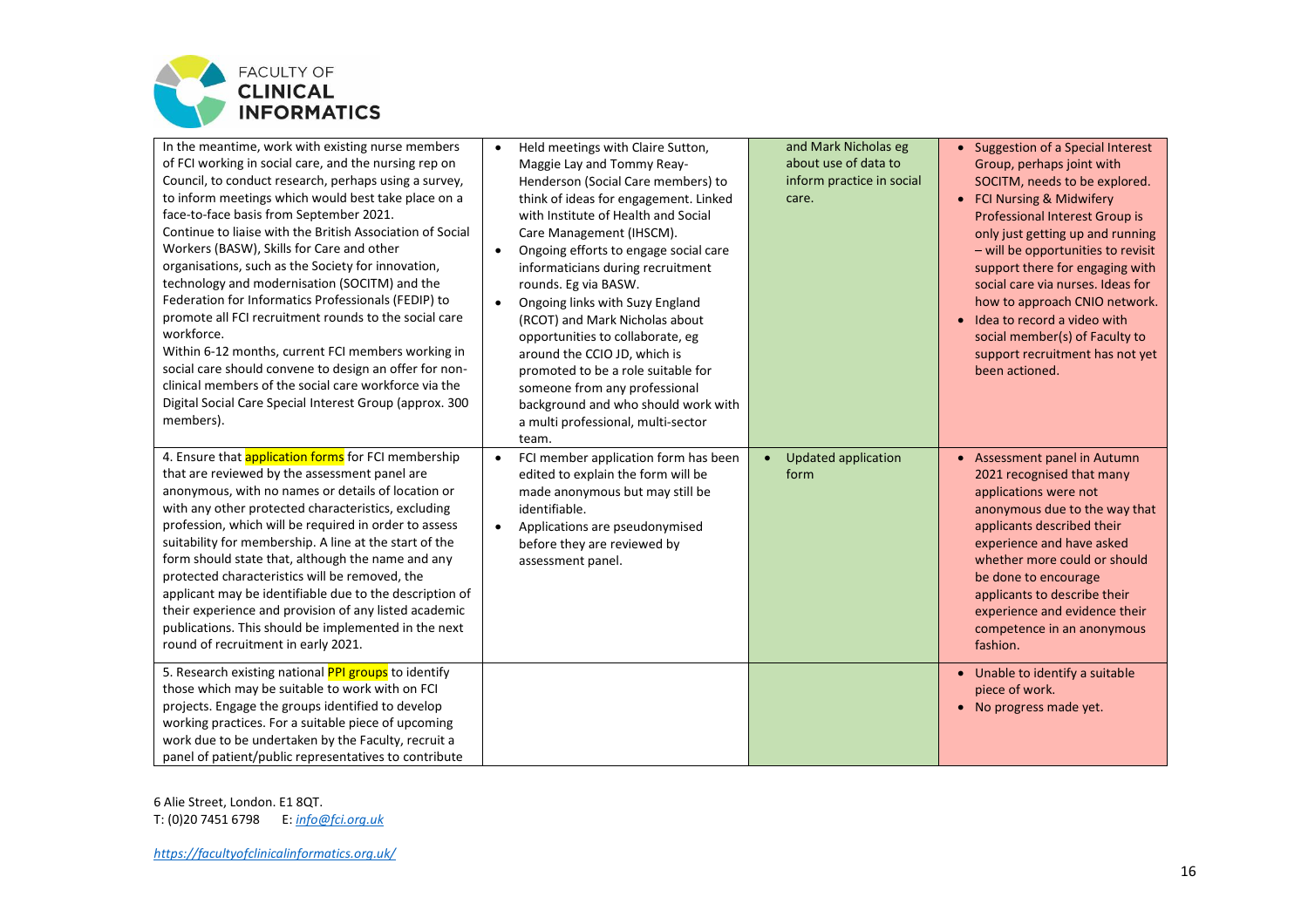| | | | |
|---|---|---|---|
| In the meantime, work with existing nurse members of FCI working in social care, and the nursing rep on Council, to conduct research, perhaps using a survey, to inform meetings which would best take place on a face-to-face basis from September 2021.<br>Continue to liaise with the British Association of Social Workers (BASW), Skills for Care and other organisations, such as the Society for innovation, technology and modernisation (SOCITM) and the Federation for Informatics Professionals (FEDIP) to promote all FCI recruitment rounds to the social care workforce.<br>Within 6-12 months, current FCI members working in social care should convene to design an offer for non-clinical members of the social care workforce via the Digital Social Care Special Interest Group (approx. 300 members). | • Held meetings with Claire Sutton, Maggie Lay and Tommy Reay-Henderson (Social Care members) to think of ideas for engagement. Linked with Institute of Health and Social Care Management (IHSCM).<br>• Ongoing efforts to engage social care informaticians during recruitment rounds. Eg via BASW.<br>• Ongoing links with Suzy England (RCOT) and Mark Nicholas about opportunities to collaborate, eg around the CCIO JD, which is promoted to be a role suitable for someone from any professional background and who should work with a multi professional, multi-sector team. | and Mark Nicholas eg about use of data to inform practice in social care. | • Suggestion of a Special Interest Group, perhaps joint with SOCITM, needs to be explored.<br>• FCI Nursing & Midwifery Professional Interest Group is only just getting up and running – will be opportunities to revisit support there for engaging with social care via nurses. Ideas for how to approach CNIO network.<br>• Idea to record a video with social member(s) of Faculty to support recruitment has not yet been actioned. |
| 4. Ensure that application forms for FCI membership that are reviewed by the assessment panel are anonymous, with no names or details of location or with any other protected characteristics, excluding profession, which will be required in order to assess suitability for membership. A line at the start of the form should state that, although the name and any protected characteristics will be removed, the applicant may be identifiable due to the description of their experience and provision of any listed academic publications. This should be implemented in the next round of recruitment in early 2021. | • FCI member application form has been edited to explain the form will be made anonymous but may still be identifiable.<br>• Applications are pseudonymised before they are reviewed by assessment panel. | • Updated application form | • Assessment panel in Autumn 2021 recognised that many applications were not anonymous due to the way that applicants described their experience and have asked whether more could or should be done to encourage applicants to describe their experience and evidence their competence in an anonymous fashion. |
| 5. Research existing national PPI groups to identify those which may be suitable to work with on FCI projects. Engage the groups identified to develop working practices. For a suitable piece of upcoming work due to be undertaken by the Faculty, recruit a panel of patient/public representatives to contribute | | | • Unable to identify a suitable piece of work.<br>• No progress made yet. |

6 Alie Street, London. E1 8QT.
T: (0)20 7451 6798 E: *info@fci.org.uk*

*https://facultyofclinicalinformatics.org.uk/*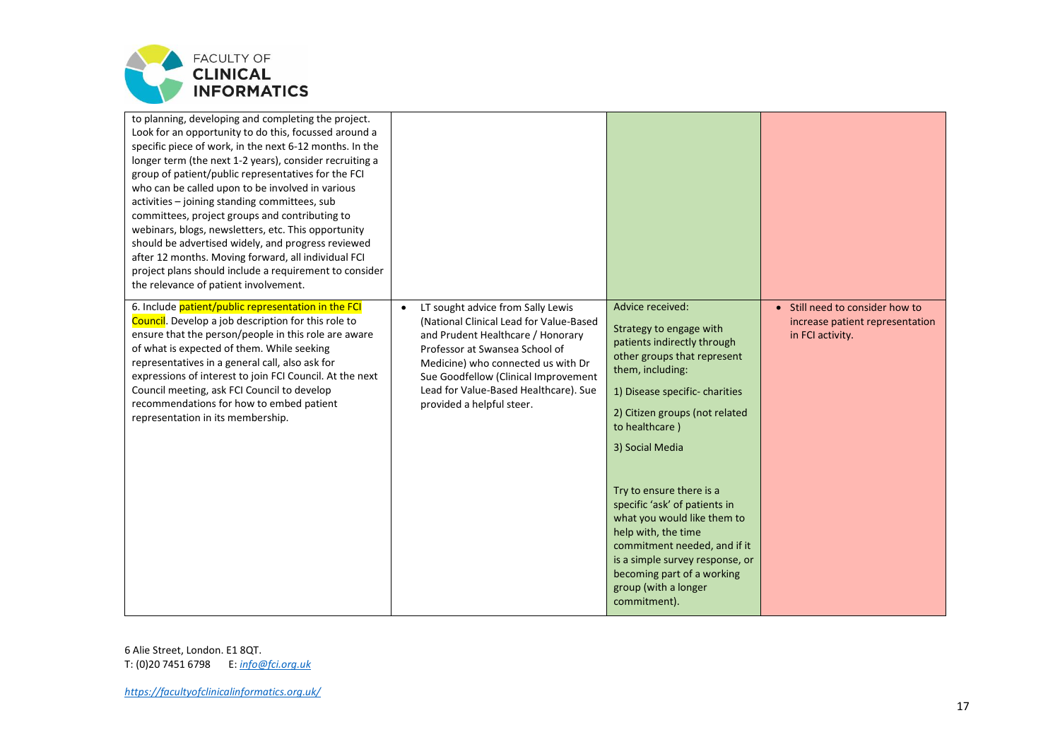| | | | |
|---|---|---|---|
| to planning, developing and completing the project. Look for an opportunity to do this, focussed around a specific piece of work, in the next 6-12 months. In the longer term (the next 1-2 years), consider recruiting a group of patient/public representatives for the FCI who can be called upon to be involved in various activities – joining standing committees, sub committees, project groups and contributing to webinars, blogs, newsletters, etc. This opportunity should be advertised widely, and progress reviewed after 12 months. Moving forward, all individual FCI project plans should include a requirement to consider the relevance of patient involvement. | | | |
| 6. Include patient/public representation in the FCI Council. Develop a job description for this role to ensure that the person/people in this role are aware of what is expected of them. While seeking representatives in a general call, also ask for expressions of interest to join FCI Council. At the next Council meeting, ask FCI Council to develop recommendations for how to embed patient representation in its membership. | • LT sought advice from Sally Lewis (National Clinical Lead for Value-Based and Prudent Healthcare / Honorary Professor at Swansea School of Medicine) who connected us with Dr Sue Goodfellow (Clinical Improvement Lead for Value-Based Healthcare). Sue provided a helpful steer. | Advice received:<br><br>Strategy to engage with patients indirectly through other groups that represent them, including:<br><br>1) Disease specific- charities<br><br>2) Citizen groups (not related to healthcare )<br><br>3) Social Media<br><br>Try to ensure there is a specific 'ask' of patients in what you would like them to help with, the time commitment needed, and if it is a simple survey response, or becoming part of a working group (with a longer commitment). | • Still need to consider how to increase patient representation in FCI activity. |

6 Alie Street, London. E1 8QT.
T: (0)20 7451 6798 E: *info@fci.org.uk*

*https://facultyofclinicalinformatics.org.uk/*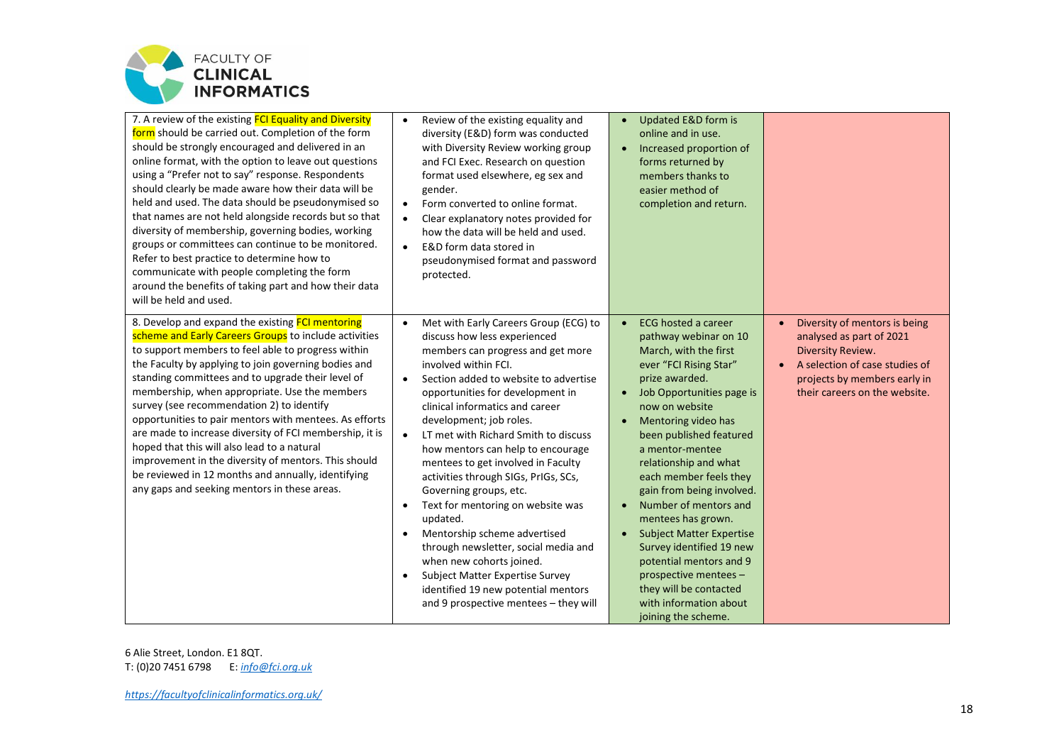| | | | |
|---|---|---|---|
| 7. A review of the existing FCI Equality and Diversity form should be carried out. Completion of the form should be strongly encouraged and delivered in an online format, with the option to leave out questions using a "Prefer not to say" response. Respondents should clearly be made aware how their data will be held and used. The data should be pseudonymised so that names are not held alongside records but so that diversity of membership, governing bodies, working groups or committees can continue to be monitored. Refer to best practice to determine how to communicate with people completing the form around the benefits of taking part and how their data will be held and used. | • Review of the existing equality and diversity (E&D) form was conducted with Diversity Review working group and FCI Exec. Research on question format used elsewhere, eg sex and gender.<br>• Form converted to online format.<br>• Clear explanatory notes provided for how the data will be held and used.<br>• E&D form data stored in pseudonymised format and password protected. | • Updated E&D form is online and in use.<br>• Increased proportion of forms returned by members thanks to easier method of completion and return. | |
| 8. Develop and expand the existing FCI mentoring scheme and Early Careers Groups to include activities to support members to feel able to progress within the Faculty by applying to join governing bodies and standing committees and to upgrade their level of membership, when appropriate. Use the members survey (see recommendation 2) to identify opportunities to pair mentors with mentees. As efforts are made to increase diversity of FCI membership, it is hoped that this will also lead to a natural improvement in the diversity of mentors. This should be reviewed in 12 months and annually, identifying any gaps and seeking mentors in these areas. | • Met with Early Careers Group (ECG) to discuss how less experienced members can progress and get more involved within FCI.<br>• Section added to website to advertise opportunities for development in clinical informatics and career development; job roles.<br>• LT met with Richard Smith to discuss how mentors can help to encourage mentees to get involved in Faculty activities through SIGs, PrIGs, SCs, Governing groups, etc.<br>• Text for mentoring on website was updated.<br>• Mentorship scheme advertised through newsletter, social media and when new cohorts joined.<br>• Subject Matter Expertise Survey identified 19 new potential mentors and 9 prospective mentees – they will | • ECG hosted a career pathway webinar on 10 March, with the first ever "FCI Rising Star" prize awarded.<br>• Job Opportunities page is now on website<br>• Mentoring video has been published featured a mentor-mentee relationship and what each member feels they gain from being involved.<br>• Number of mentors and mentees has grown.<br>• Subject Matter Expertise Survey identified 19 new potential mentors and 9 prospective mentees – they will be contacted with information about joining the scheme. | • Diversity of mentors is being analysed as part of 2021 Diversity Review.<br>• A selection of case studies of projects by members early in their careers on the website. |

6 Alie Street, London. E1 8QT.
T: (0)20 7451 6798 E: *info@fci.org.uk*

*https://facultyofclinicalinformatics.org.uk/*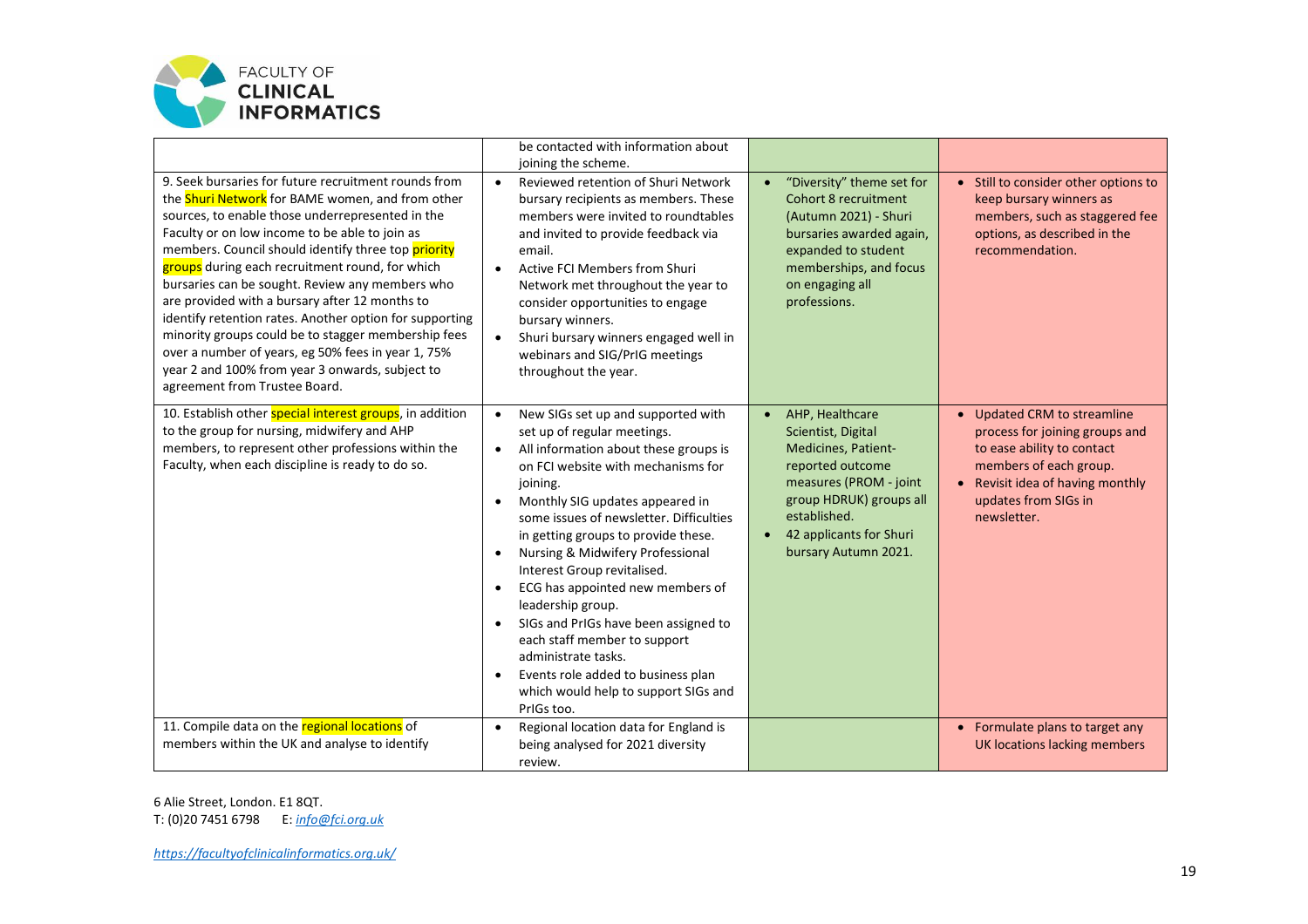| | be contacted with information about joining the scheme. | | |
|---|---|---|---|
| 9. Seek bursaries for future recruitment rounds from the Shuri Network for BAME women, and from other sources, to enable those underrepresented in the Faculty or on low income to be able to join as members. Council should identify three top priority groups during each recruitment round, for which bursaries can be sought. Review any members who are provided with a bursary after 12 months to identify retention rates. Another option for supporting minority groups could be to stagger membership fees over a number of years, eg 50% fees in year 1, 75% year 2 and 100% from year 3 onwards, subject to agreement from Trustee Board. | • Reviewed retention of Shuri Network bursary recipients as members. These members were invited to roundtables and invited to provide feedback via email.<br>• Active FCI Members from Shuri Network met throughout the year to consider opportunities to engage bursary winners.<br>• Shuri bursary winners engaged well in webinars and SIG/PrIG meetings throughout the year. | • "Diversity" theme set for Cohort 8 recruitment (Autumn 2021) - Shuri bursaries awarded again, expanded to student memberships, and focus on engaging all professions. | • Still to consider other options to keep bursary winners as members, such as staggered fee options, as described in the recommendation. |
| 10. Establish other special interest groups, in addition to the group for nursing, midwifery and AHP members, to represent other professions within the Faculty, when each discipline is ready to do so. | • New SIGs set up and supported with set up of regular meetings.<br>• All information about these groups is on FCI website with mechanisms for joining.<br>• Monthly SIG updates appeared in some issues of newsletter. Difficulties in getting groups to provide these.<br>• Nursing & Midwifery Professional Interest Group revitalised.<br>• ECG has appointed new members of leadership group.<br>• SIGs and PrIGs have been assigned to each staff member to support administrate tasks.<br>• Events role added to business plan which would help to support SIGs and PrIGs too. | • AHP, Healthcare Scientist, Digital Medicines, Patient-reported outcome measures (PROM - joint group HDRUK) groups all established.<br>• 42 applicants for Shuri bursary Autumn 2021. | • Updated CRM to streamline process for joining groups and to ease ability to contact members of each group.<br>• Revisit idea of having monthly updates from SIGs in newsletter. |
| 11. Compile data on the regional locations of members within the UK and analyse to identify | • Regional location data for England is being analysed for 2021 diversity review. | | • Formulate plans to target any UK locations lacking members |

6 Alie Street, London. E1 8QT.
T: (0)20 7451 6798 E: *info@fci.org.uk*

*https://facultyofclinicalinformatics.org.uk/*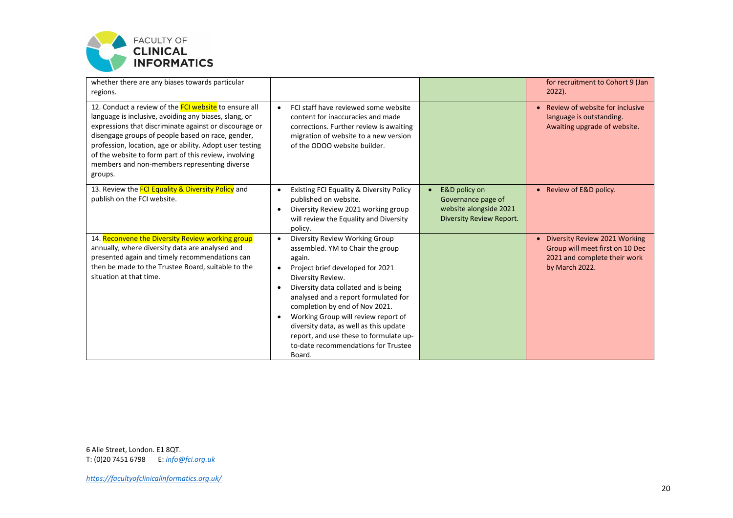| | | | |
|---|---|---|---|
| whether there are any biases towards particular regions. | | | for recruitment to Cohort 9 (Jan 2022). |
| 12. Conduct a review of the FCI website to ensure all language is inclusive, avoiding any biases, slang, or expressions that discriminate against or discourage or disengage groups of people based on race, gender, profession, location, age or ability. Adopt user testing of the website to form part of this review, involving members and non-members representing diverse groups. | • FCI staff have reviewed some website content for inaccuracies and made corrections. Further review is awaiting migration of website to a new version of the ODOO website builder. | | • Review of website for inclusive language is outstanding. Awaiting upgrade of website. |
| 13. Review the FCI Equality & Diversity Policy and publish on the FCI website. | • Existing FCI Equality & Diversity Policy published on website.<br>• Diversity Review 2021 working group will review the Equality and Diversity policy. | • E&D policy on Governance page of website alongside 2021 Diversity Review Report. | • Review of E&D policy. |
| 14. Reconvene the Diversity Review working group annually, where diversity data are analysed and presented again and timely recommendations can then be made to the Trustee Board, suitable to the situation at that time. | • Diversity Review Working Group assembled. YM to Chair the group again.<br>• Project brief developed for 2021 Diversity Review.<br>• Diversity data collated and is being analysed and a report formulated for completion by end of Nov 2021.<br>• Working Group will review report of diversity data, as well as this update report, and use these to formulate up-to-date recommendations for Trustee Board. | | • Diversity Review 2021 Working Group will meet first on 10 Dec 2021 and complete their work by March 2022. |

6 Alie Street, London. E1 8QT.
T: (0)20 7451 6798 E: *info@fci.org.uk*

*https://facultyofclinicalinformatics.org.uk/*